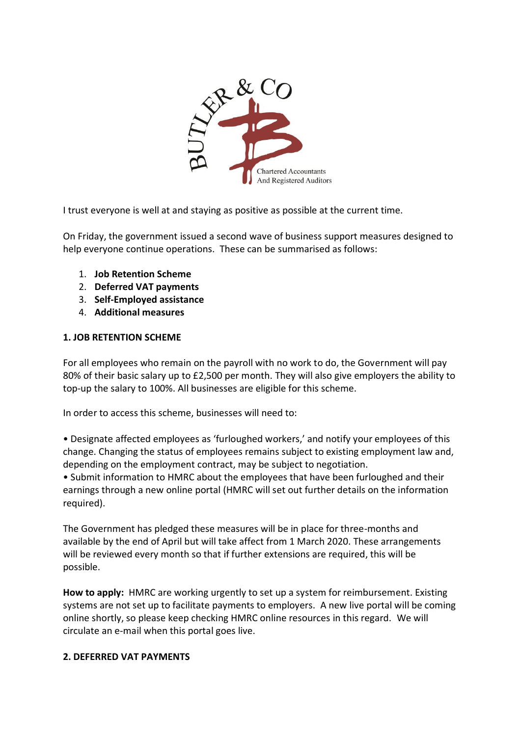BUTLER & CO

Chartered Accountants
And Registered Auditors

I trust everyone is well at and staying as positive as possible at the current time.

On Friday, the government issued a second wave of business support measures designed to help everyone continue operations. These can be summarised as follows:

1. **Job Retention Scheme**
2. **Deferred VAT payments**
3. **Self-Employed assistance**
4. **Additional measures**

**1. JOB RETENTION SCHEME**

For all employees who remain on the payroll with no work to do, the Government will pay 80% of their basic salary up to £2,500 per month. They will also give employers the ability to top-up the salary to 100%. All businesses are eligible for this scheme.

In order to access this scheme, businesses will need to:

• Designate affected employees as 'furloughed workers,' and notify your employees of this change. Changing the status of employees remains subject to existing employment law and, depending on the employment contract, may be subject to negotiation.
• Submit information to HMRC about the employees that have been furloughed and their earnings through a new online portal (HMRC will set out further details on the information required).

The Government has pledged these measures will be in place for three-months and available by the end of April but will take affect from 1 March 2020. These arrangements will be reviewed every month so that if further extensions are required, this will be possible.

**How to apply:** HMRC are working urgently to set up a system for reimbursement. Existing systems are not set up to facilitate payments to employers. A new live portal will be coming online shortly, so please keep checking HMRC online resources in this regard. We will circulate an e-mail when this portal goes live.

**2. DEFERRED VAT PAYMENTS**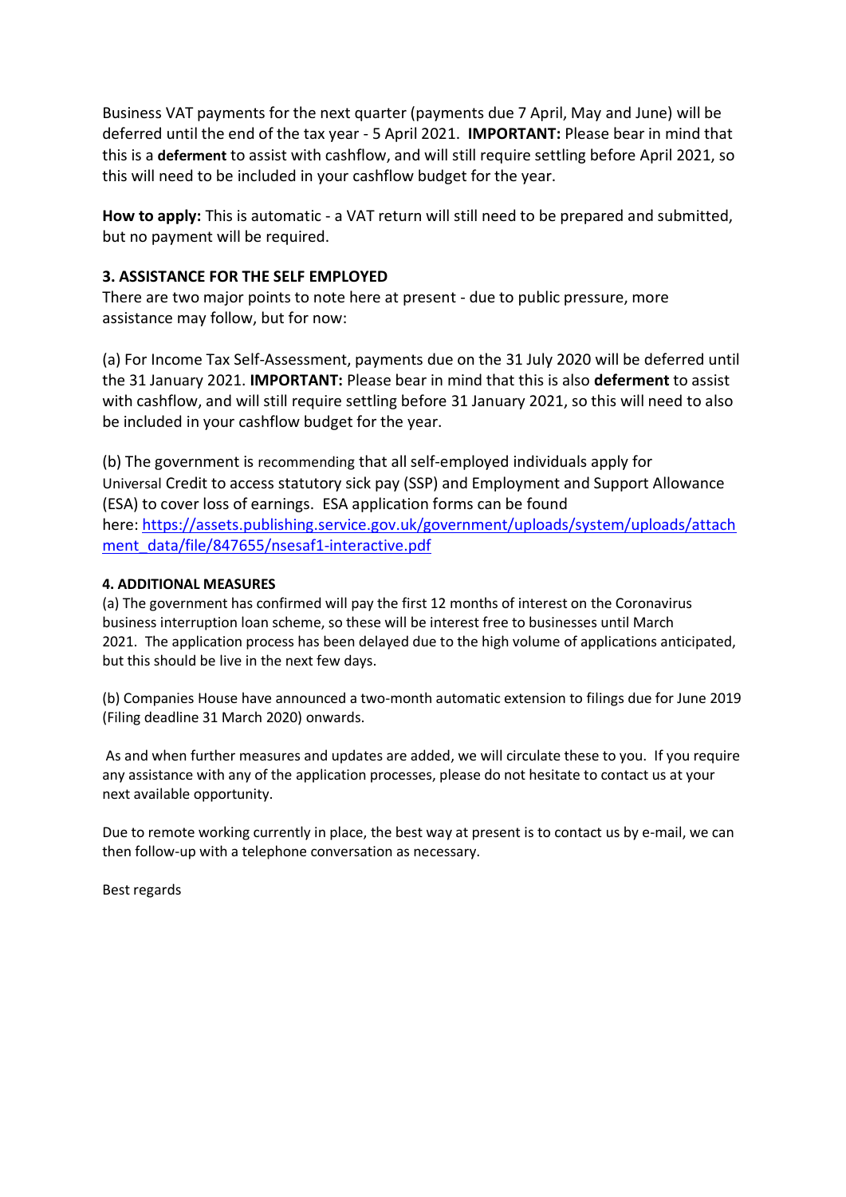Business VAT payments for the next quarter (payments due 7 April, May and June) will be deferred until the end of the tax year - 5 April 2021. **IMPORTANT:** Please bear in mind that this is a **deferment** to assist with cashflow, and will still require settling before April 2021, so this will need to be included in your cashflow budget for the year.

**How to apply:** This is automatic - a VAT return will still need to be prepared and submitted, but no payment will be required.

### 3. ASSISTANCE FOR THE SELF EMPLOYED

There are two major points to note here at present - due to public pressure, more assistance may follow, but for now:

(a) For Income Tax Self-Assessment, payments due on the 31 July 2020 will be deferred until the 31 January 2021. **IMPORTANT:** Please bear in mind that this is also **deferment** to assist with cashflow, and will still require settling before 31 January 2021, so this will need to also be included in your cashflow budget for the year.

(b) The government is recommending that all self-employed individuals apply for Universal Credit to access statutory sick pay (SSP) and Employment and Support Allowance (ESA) to cover loss of earnings. ESA application forms can be found here: [https://assets.publishing.service.gov.uk/government/uploads/system/uploads/attachment_data/file/847655/nsesaf1-interactive.pdf](https://assets.publishing.service.gov.uk/government/uploads/system/uploads/attachment_data/file/847655/nsesaf1-interactive.pdf)

### 4. ADDITIONAL MEASURES

(a) The government has confirmed will pay the first 12 months of interest on the Coronavirus business interruption loan scheme, so these will be interest free to businesses until March 2021. The application process has been delayed due to the high volume of applications anticipated, but this should be live in the next few days.

(b) Companies House have announced a two-month automatic extension to filings due for June 2019 (Filing deadline 31 March 2020) onwards.

As and when further measures and updates are added, we will circulate these to you. If you require any assistance with any of the application processes, please do not hesitate to contact us at your next available opportunity.

Due to remote working currently in place, the best way at present is to contact us by e-mail, we can then follow-up with a telephone conversation as necessary.

Best regards